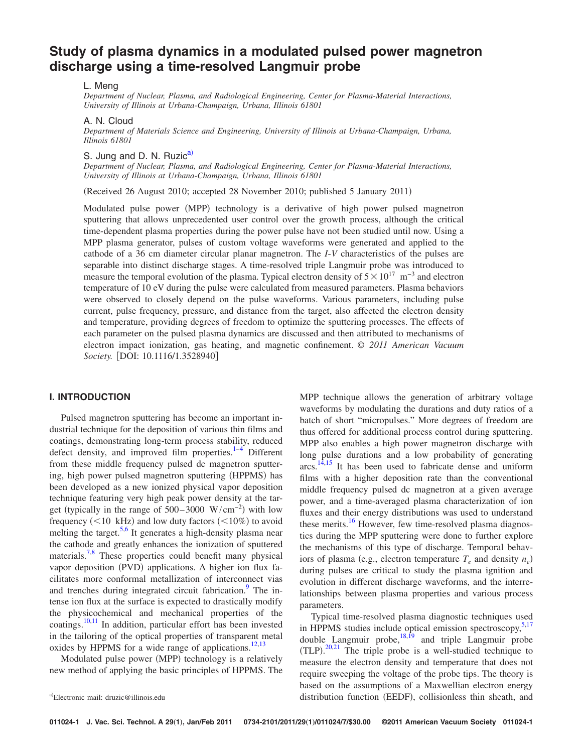# Study of plasma dynamics in a modulated pulsed power magnetron discharge using a time-resolved Langmuir probe

L. Meng

*Department of Nuclear, Plasma, and Radiological Engineering, Center for Plasma-Material Interactions, University of Illinois at Urbana-Champaign, Urbana, Illinois 61801*

A. N. Cloud

*Department of Materials Science and Engineering, University of Illinois at Urbana-Champaign, Urbana, Illinois 61801*

S. Jung and D. N. Ruzic[a]

*Department of Nuclear, Plasma, and Radiological Engineering, Center for Plasma-Material Interactions, University of Illinois at Urbana-Champaign, Urbana, Illinois 61801*

(Received 26 August 2010; accepted 28 November 2010; published 5 January 2011)

Modulated pulse power (MPP) technology is a derivative of high power pulsed magnetron sputtering that allows unprecedented user control over the growth process, although the critical time-dependent plasma properties during the power pulse have not been studied until now. Using a MPP plasma generator, pulses of custom voltage waveforms were generated and applied to the cathode of a 36 cm diameter circular planar magnetron. The *I-V* characteristics of the pulses are separable into distinct discharge stages. A time-resolved triple Langmuir probe was introduced to measure the temporal evolution of the plasma. Typical electron density of $5\times10^{17}$ m$^{-3}$ and electron temperature of 10 eV during the pulse were calculated from measured parameters. Plasma behaviors were observed to closely depend on the pulse waveforms. Various parameters, including pulse current, pulse frequency, pressure, and distance from the target, also affected the electron density and temperature, providing degrees of freedom to optimize the sputtering processes. The effects of each parameter on the pulsed plasma dynamics are discussed and then attributed to mechanisms of electron impact ionization, gas heating, and magnetic confinement. © *2011 American Vacuum Society.* [DOI: 10.1116/1.3528940]

## I. INTRODUCTION

Pulsed magnetron sputtering has become an important industrial technique for the deposition of various thin films and coatings, demonstrating long-term process stability, reduced defect density, and improved film properties.[1–4] Different from these middle frequency pulsed dc magnetron sputtering, high power pulsed magnetron sputtering (HPPMS) has been developed as a new ionized physical vapor deposition technique featuring very high peak power density at the target (typically in the range of 500–3000 W/cm$^{-2}$) with low frequency (<10 kHz) and low duty factors (<10%) to avoid melting the target.[5,6] It generates a high-density plasma near the cathode and greatly enhances the ionization of sputtered materials.[7,8] These properties could benefit many physical vapor deposition (PVD) applications. A higher ion flux facilitates more conformal metallization of interconnect vias and trenches during integrated circuit fabrication.[9] The intense ion flux at the surface is expected to drastically modify the physicochemical and mechanical properties of the coatings.[10,11] In addition, particular effort has been invested in the tailoring of the optical properties of transparent metal oxides by HPPMS for a wide range of applications.[12,13]

Modulated pulse power (MPP) technology is a relatively new method of applying the basic principles of HPPMS. The MPP technique allows the generation of arbitrary voltage waveforms by modulating the durations and duty ratios of a batch of short "micropulses." More degrees of freedom are thus offered for additional process control during sputtering. MPP also enables a high power magnetron discharge with long pulse durations and a low probability of generating arcs.[14,15] It has been used to fabricate dense and uniform films with a higher deposition rate than the conventional middle frequency pulsed dc magnetron at a given average power, and a time-averaged plasma characterization of ion fluxes and their energy distributions was used to understand these merits.[16] However, few time-resolved plasma diagnostics during the MPP sputtering were done to further explore the mechanisms of this type of discharge. Temporal behaviors of plasma (e.g., electron temperature $T_e$ and density $n_e$) during pulses are critical to study the plasma ignition and evolution in different discharge waveforms, and the interrelationships between plasma properties and various process parameters.

Typical time-resolved plasma diagnostic techniques used in HPPMS studies include optical emission spectroscopy,[5,17] double Langmuir probe,[18,19] and triple Langmuir probe (TLP).[20,21] The triple probe is a well-studied technique to measure the electron density and temperature that does not require sweeping the voltage of the probe tips. The theory is based on the assumptions of a Maxwellian electron energy distribution function (EEDF), collisionless thin sheath, and

[a]Electronic mail: druzic@illinois.edu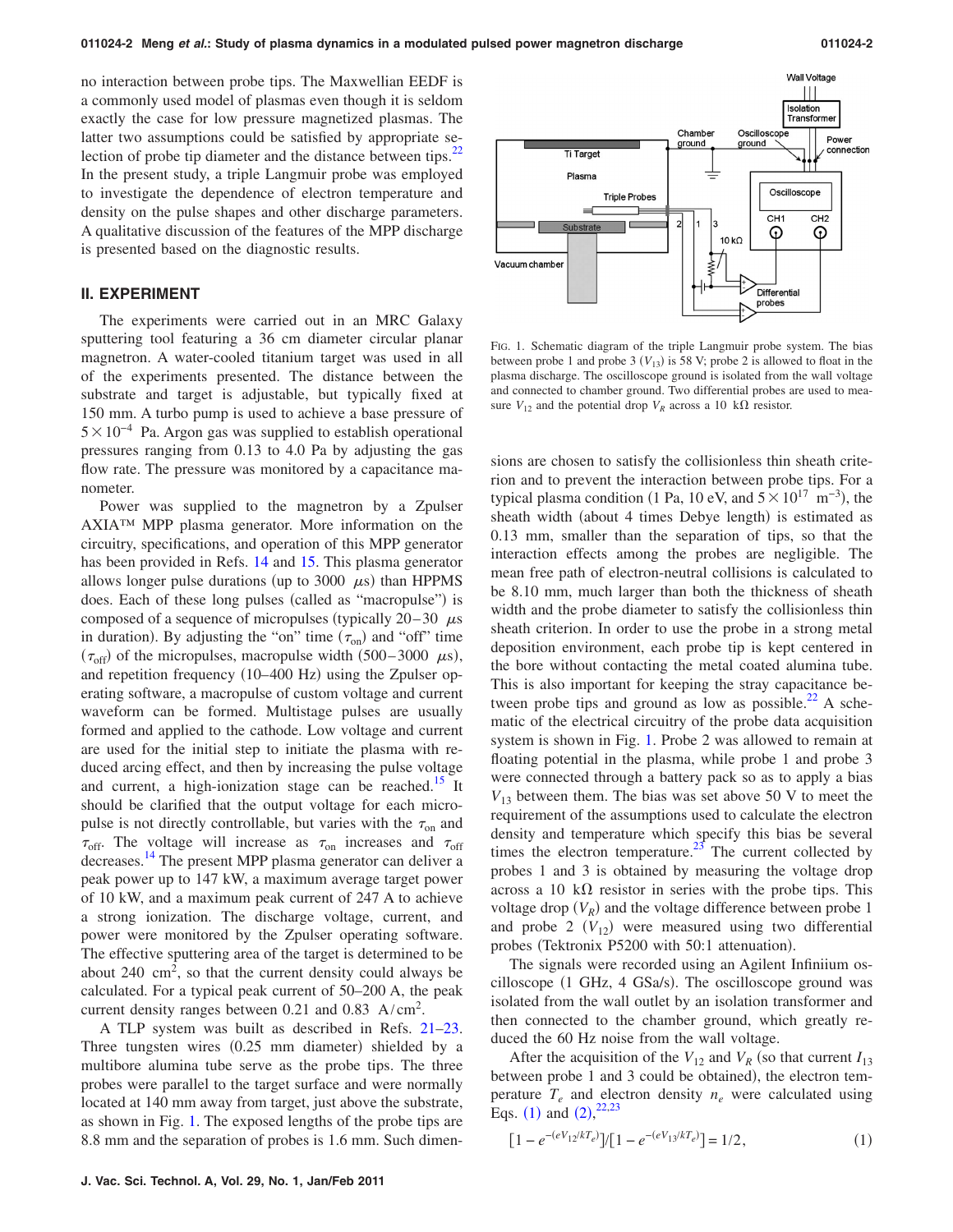no interaction between probe tips. The Maxwellian EEDF is a commonly used model of plasmas even though it is seldom exactly the case for low pressure magnetized plasmas. The latter two assumptions could be satisfied by appropriate selection of probe tip diameter and the distance between tips.[22] In the present study, a triple Langmuir probe was employed to investigate the dependence of electron temperature and density on the pulse shapes and other discharge parameters. A qualitative discussion of the features of the MPP discharge is presented based on the diagnostic results.

## II. EXPERIMENT

The experiments were carried out in an MRC Galaxy sputtering tool featuring a 36 cm diameter circular planar magnetron. A water-cooled titanium target was used in all of the experiments presented. The distance between the substrate and target is adjustable, but typically fixed at 150 mm. A turbo pump is used to achieve a base pressure of $5\times10^{-4}$ Pa. Argon gas was supplied to establish operational pressures ranging from 0.13 to 4.0 Pa by adjusting the gas flow rate. The pressure was monitored by a capacitance manometer.

Power was supplied to the magnetron by a Zpulser AXIA™ MPP plasma generator. More information on the circuitry, specifications, and operation of this MPP generator has been provided in Refs. 14 and 15. This plasma generator allows longer pulse durations (up to 3000 $\mu$s) than HPPMS does. Each of these long pulses (called as "macropulse") is composed of a sequence of micropulses (typically 20–30 $\mu$s in duration). By adjusting the "on" time ($\tau_{on}$) and "off" time ($\tau_{off}$) of the micropulses, macropulse width (500–3000 $\mu$s), and repetition frequency (10–400 Hz) using the Zpulser operating software, a macropulse of custom voltage and current waveform can be formed. Multistage pulses are usually formed and applied to the cathode. Low voltage and current are used for the initial step to initiate the plasma with reduced arcing effect, and then by increasing the pulse voltage and current, a high-ionization stage can be reached.[15] It should be clarified that the output voltage for each micropulse is not directly controllable, but varies with the $\tau_{on}$ and $\tau_{off}$. The voltage will increase as $\tau_{on}$ increases and $\tau_{off}$ decreases.[14] The present MPP plasma generator can deliver a peak power up to 147 kW, a maximum average target power of 10 kW, and a maximum peak current of 247 A to achieve a strong ionization. The discharge voltage, current, and power were monitored by the Zpulser operating software. The effective sputtering area of the target is determined to be about 240 cm$^2$, so that the current density could always be calculated. For a typical peak current of 50–200 A, the peak current density ranges between 0.21 and 0.83 A/cm$^2$.

A TLP system was built as described in Refs. 21–23. Three tungsten wires (0.25 mm diameter) shielded by a multibore alumina tube serve as the probe tips. The three probes were parallel to the target surface and were normally located at 140 mm away from target, just above the substrate, as shown in Fig. 1. The exposed lengths of the probe tips are 8.8 mm and the separation of probes is 1.6 mm. Such dimensions are chosen to satisfy the collisionless thin sheath criterion and to prevent the interaction between probe tips. For a typical plasma condition (1 Pa, 10 eV, and $5\times10^{17}$ m$^{-3}$), the sheath width (about 4 times Debye length) is estimated as 0.13 mm, smaller than the separation of tips, so that the interaction effects among the probes are negligible. The mean free path of electron-neutral collisions is calculated to be 8.10 mm, much larger than both the thickness of sheath width and the probe diameter to satisfy the collisionless thin sheath criterion. In order to use the probe in a strong metal deposition environment, each probe tip is kept centered in the bore without contacting the metal coated alumina tube. This is also important for keeping the stray capacitance between probe tips and ground as low as possible.[22] A schematic of the electrical circuitry of the probe data acquisition system is shown in Fig. 1. Probe 2 was allowed to remain at floating potential in the plasma, while probe 1 and probe 3 were connected through a battery pack so as to apply a bias $V_{13}$ between them. The bias was set above 50 V to meet the requirement of the assumptions used to calculate the electron density and temperature which specify this bias be several times the electron temperature.[23] The current collected by probes 1 and 3 is obtained by measuring the voltage drop across a 10 kΩ resistor in series with the probe tips. This voltage drop ($V_R$) and the voltage difference between probe 1 and probe 2 ($V_{12}$) were measured using two differential probes (Tektronix P5200 with 50:1 attenuation).

FIG. 1. Schematic diagram of the triple Langmuir probe system. The bias between probe 1 and probe 3 ($V_{13}$) is 58 V; probe 2 is allowed to float in the plasma discharge. The oscilloscope ground is isolated from the wall voltage and connected to chamber ground. Two differential probes are used to measure $V_{12}$ and the potential drop $V_R$ across a 10 kΩ resistor.

The signals were recorded using an Agilent Infiniium oscilloscope (1 GHz, 4 GSa/s). The oscilloscope ground was isolated from the wall outlet by an isolation transformer and then connected to the chamber ground, which greatly reduced the 60 Hz noise from the wall voltage.

After the acquisition of the $V_{12}$ and $V_R$ (so that current $I_{13}$ between probe 1 and 3 could be obtained), the electron temperature $T_e$ and electron density $n_e$ were calculated using Eqs. (1) and (2),[22,23]

$$[1-e^{-(eV_{12}/kT_e)}]/[1-e^{-(eV_{13}/kT_e)}]=1/2, \tag{1}$$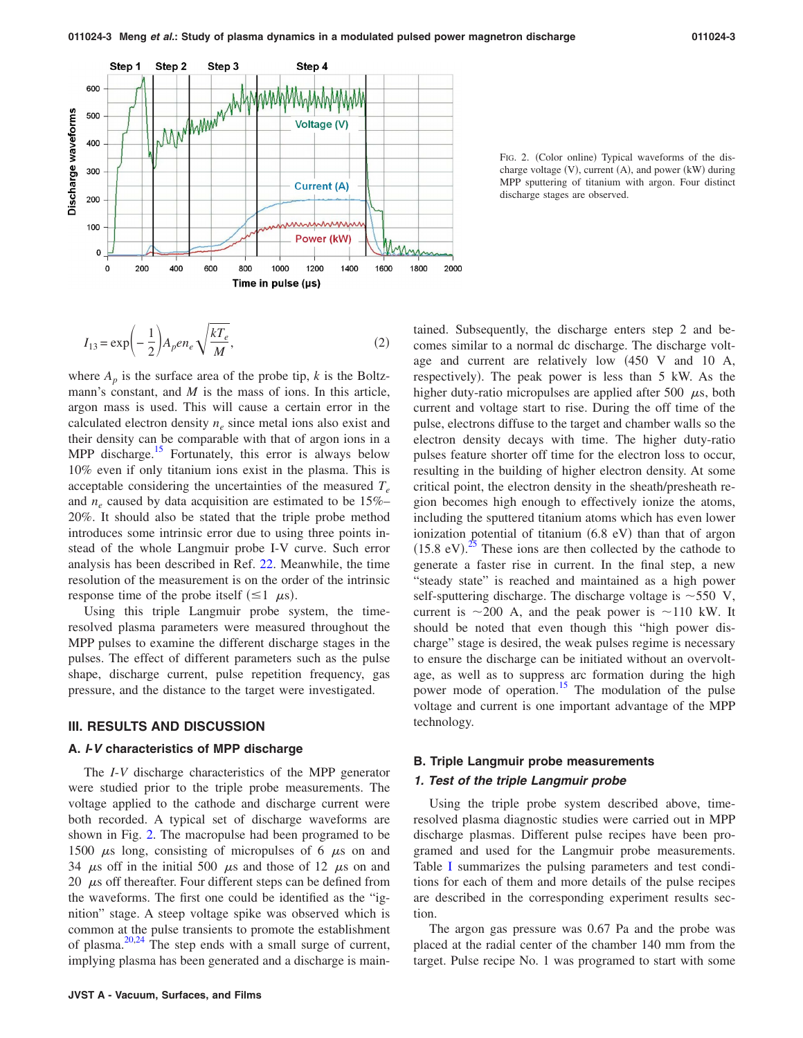FIG. 2. (Color online) Typical waveforms of the discharge voltage (V), current (A), and power (kW) during MPP sputtering of titanium with argon. Four distinct discharge stages are observed.

$$I_{13} = \exp\left(-\frac{1}{2}\right) A_p e n_e \sqrt{\frac{kT_e}{M}}, \tag{2}$$

where $A_p$ is the surface area of the probe tip, $k$ is the Boltzmann's constant, and $M$ is the mass of ions. In this article, argon mass is used. This will cause a certain error in the calculated electron density $n_e$ since metal ions also exist and their density can be comparable with that of argon ions in a MPP discharge.[15] Fortunately, this error is always below 10% even if only titanium ions exist in the plasma. This is acceptable considering the uncertainties of the measured $T_e$ and $n_e$ caused by data acquisition are estimated to be 15%–20%. It should also be stated that the triple probe method introduces some intrinsic error due to using three points instead of the whole Langmuir probe I-V curve. Such error analysis has been described in Ref. 22. Meanwhile, the time resolution of the measurement is on the order of the intrinsic response time of the probe itself ($\leq 1$ $\mu$s).

Using this triple Langmuir probe system, the time-resolved plasma parameters were measured throughout the MPP pulses to examine the different discharge stages in the pulses. The effect of different parameters such as the pulse shape, discharge current, pulse repetition frequency, gas pressure, and the distance to the target were investigated.

## III. RESULTS AND DISCUSSION

### A. *I-V* characteristics of MPP discharge

The *I-V* discharge characteristics of the MPP generator were studied prior to the triple probe measurements. The voltage applied to the cathode and discharge current were both recorded. A typical set of discharge waveforms are shown in Fig. 2. The macropulse had been programed to be 1500 $\mu$s long, consisting of micropulses of 6 $\mu$s on and 34 $\mu$s off in the initial 500 $\mu$s and those of 12 $\mu$s on and 20 $\mu$s off thereafter. Four different steps can be defined from the waveforms. The first one could be identified as the "ignition" stage. A steep voltage spike was observed which is common at the pulse transients to promote the establishment of plasma.[20,24] The step ends with a small surge of current, implying plasma has been generated and a discharge is maintained. Subsequently, the discharge enters step 2 and becomes similar to a normal dc discharge. The discharge voltage and current are relatively low (450 V and 10 A, respectively). The peak power is less than 5 kW. As the higher duty-ratio micropulses are applied after 500 $\mu$s, both current and voltage start to rise. During the off time of the pulse, electrons diffuse to the target and chamber walls so the electron density decays with time. The higher duty-ratio pulses feature shorter off time for the electron loss to occur, resulting in the building of higher electron density. At some critical point, the electron density in the sheath/presheath region becomes high enough to effectively ionize the atoms, including the sputtered titanium atoms which has even lower ionization potential of titanium (6.8 eV) than that of argon (15.8 eV).[25] These ions are then collected by the cathode to generate a faster rise in current. In the final step, a new "steady state" is reached and maintained as a high power self-sputtering discharge. The discharge voltage is ~550 V, current is ~200 A, and the peak power is ~110 kW. It should be noted that even though this "high power discharge" stage is desired, the weak pulses regime is necessary to ensure the discharge can be initiated without an overvoltage, as well as to suppress arc formation during the high power mode of operation.[15] The modulation of the pulse voltage and current is one important advantage of the MPP technology.

### B. Triple Langmuir probe measurements

#### 1. Test of the triple Langmuir probe

Using the triple probe system described above, time-resolved plasma diagnostic studies were carried out in MPP discharge plasmas. Different pulse recipes have been programed and used for the Langmuir probe measurements. Table I summarizes the pulsing parameters and test conditions for each of them and more details of the pulse recipes are described in the corresponding experiment results section.

The argon gas pressure was 0.67 Pa and the probe was placed at the radial center of the chamber 140 mm from the target. Pulse recipe No. 1 was programed to start with some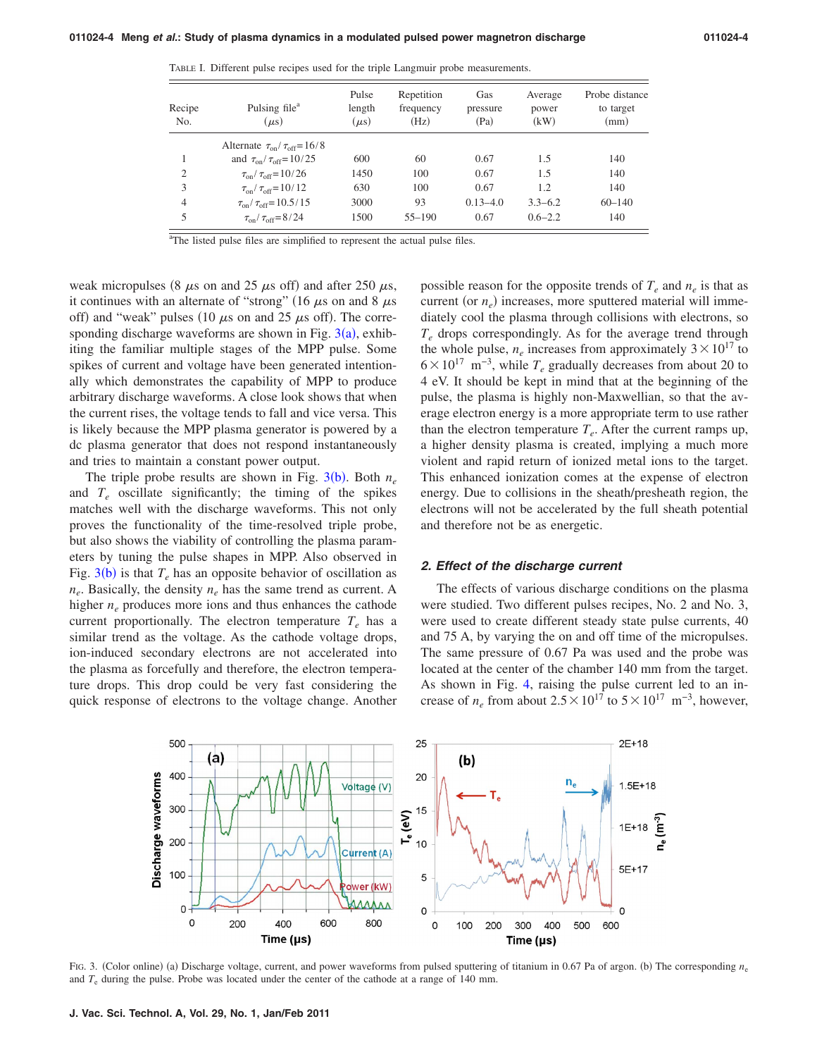TABLE I. Different pulse recipes used for the triple Langmuir probe measurements.

| Recipe No. | Pulsing file[a] (μs) | Pulse length (μs) | Repetition frequency (Hz) | Gas pressure (Pa) | Average power (kW) | Probe distance to target (mm) |
|---|---|---|---|---|---|---|
| 1 | Alternate $\tau_{on}/\tau_{off}=16/8$ and $\tau_{on}/\tau_{off}=10/25$ | 600 | 60 | 0.67 | 1.5 | 140 |
| 2 | $\tau_{on}/\tau_{off}=10/26$ | 1450 | 100 | 0.67 | 1.5 | 140 |
| 3 | $\tau_{on}/\tau_{off}=10/12$ | 630 | 100 | 0.67 | 1.2 | 140 |
| 4 | $\tau_{on}/\tau_{off}=10.5/15$ | 3000 | 93 | 0.13–4.0 | 3.3–6.2 | 60–140 |
| 5 | $\tau_{on}/\tau_{off}=8/24$ | 1500 | 55–190 | 0.67 | 0.6–2.2 | 140 |

[a]The listed pulse files are simplified to represent the actual pulse files.

weak micropulses (8 μs on and 25 μs off) and after 250 μs, it continues with an alternate of "strong" (16 μs on and 8 μs off) and "weak" pulses (10 μs on and 25 μs off). The corresponding discharge waveforms are shown in Fig. 3(a), exhibiting the familiar multiple stages of the MPP pulse. Some spikes of current and voltage have been generated intentionally which demonstrates the capability of MPP to produce arbitrary discharge waveforms. A close look shows that when the current rises, the voltage tends to fall and vice versa. This is likely because the MPP plasma generator is powered by a dc plasma generator that does not respond instantaneously and tries to maintain a constant power output.

The triple probe results are shown in Fig. 3(b). Both $n_e$ and $T_e$ oscillate significantly; the timing of the spikes matches well with the discharge waveforms. This not only proves the functionality of the time-resolved triple probe, but also shows the viability of controlling the plasma parameters by tuning the pulse shapes in MPP. Also observed in Fig. 3(b) is that $T_e$ has an opposite behavior of oscillation as $n_e$. Basically, the density $n_e$ has the same trend as current. A higher $n_e$ produces more ions and thus enhances the cathode current proportionally. The electron temperature $T_e$ has a similar trend as the voltage. As the cathode voltage drops, ion-induced secondary electrons are not accelerated into the plasma as forcefully and therefore, the electron temperature drops. This drop could be very fast considering the quick response of electrons to the voltage change. Another possible reason for the opposite trends of $T_e$ and $n_e$ is that as current (or $n_e$) increases, more sputtered material will immediately cool the plasma through collisions with electrons, so $T_e$ drops correspondingly. As for the average trend through the whole pulse, $n_e$ increases from approximately $3\times10^{17}$ to $6\times10^{17}$ m$^{-3}$, while $T_e$ gradually decreases from about 20 to 4 eV. It should be kept in mind that at the beginning of the pulse, the plasma is highly non-Maxwellian, so that the average electron energy is a more appropriate term to use rather than the electron temperature $T_e$. After the current ramps up, a higher density plasma is created, implying a much more violent and rapid return of ionized metal ions to the target. This enhanced ionization comes at the expense of electron energy. Due to collisions in the sheath/presheath region, the electrons will not be accelerated by the full sheath potential and therefore not be as energetic.

### 2. Effect of the discharge current

The effects of various discharge conditions on the plasma were studied. Two different pulses recipes, No. 2 and No. 3, were used to create different steady state pulse currents, 40 and 75 A, by varying the on and off time of the micropulses. The same pressure of 0.67 Pa was used and the probe was located at the center of the chamber 140 mm from the target. As shown in Fig. 4, raising the pulse current led to an increase of $n_e$ from about $2.5\times10^{17}$ to $5\times10^{17}$ m$^{-3}$, however,

FIG. 3. (Color online) (a) Discharge voltage, current, and power waveforms from pulsed sputtering of titanium in 0.67 Pa of argon. (b) The corresponding $n_e$ and $T_e$ during the pulse. Probe was located under the center of the cathode at a range of 140 mm.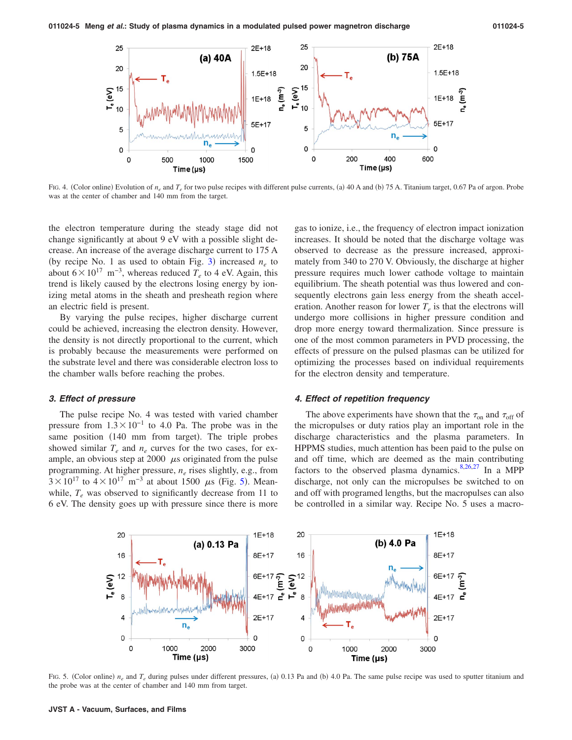FIG. 4. (Color online) Evolution of $n_e$ and $T_e$ for two pulse recipes with different pulse currents, (a) 40 A and (b) 75 A. Titanium target, 0.67 Pa of argon. Probe was at the center of chamber and 140 mm from the target.

the electron temperature during the steady stage did not change significantly at about 9 eV with a possible slight decrease. An increase of the average discharge current to 175 A (by recipe No. 1 as used to obtain Fig. 3) increased $n_e$ to about $6 \times 10^{17}$ $m^{-3}$, whereas reduced $T_e$ to 4 eV. Again, this trend is likely caused by the electrons losing energy by ionizing metal atoms in the sheath and presheath region where an electric field is present.

By varying the pulse recipes, higher discharge current could be achieved, increasing the electron density. However, the density is not directly proportional to the current, which is probably because the measurements were performed on the substrate level and there was considerable electron loss to the chamber walls before reaching the probes.

### 3. Effect of pressure

The pulse recipe No. 4 was tested with varied chamber pressure from $1.3 \times 10^{-1}$ to 4.0 Pa. The probe was in the same position (140 mm from target). The triple probes showed similar $T_e$ and $n_e$ curves for the two cases, for example, an obvious step at 2000 $\mu$s originated from the pulse programming. At higher pressure, $n_e$ rises slightly, e.g., from $3 \times 10^{17}$ to $4 \times 10^{17}$ $m^{-3}$ at about 1500 $\mu$s (Fig. 5). Meanwhile, $T_e$ was observed to significantly decrease from 11 to 6 eV. The density goes up with pressure since there is more gas to ionize, i.e., the frequency of electron impact ionization increases. It should be noted that the discharge voltage was observed to decrease as the pressure increased, approximately from 340 to 270 V. Obviously, the discharge at higher pressure requires much lower cathode voltage to maintain equilibrium. The sheath potential was thus lowered and consequently electrons gain less energy from the sheath acceleration. Another reason for lower $T_e$ is that the electrons will undergo more collisions in higher pressure condition and drop more energy toward thermalization. Since pressure is one of the most common parameters in PVD processing, the effects of pressure on the pulsed plasmas can be utilized for optimizing the processes based on individual requirements for the electron density and temperature.

### 4. Effect of repetition frequency

The above experiments have shown that the $\tau_{on}$ and $\tau_{off}$ of the micropulses or duty ratios play an important role in the discharge characteristics and the plasma parameters. In HPPMS studies, much attention has been paid to the pulse on and off time, which are deemed as the main contributing factors to the observed plasma dynamics.[8,26,27] In a MPP discharge, not only can the micropulses be switched to on and off with programed lengths, but the macropulses can also be controlled in a similar way. Recipe No. 5 uses a macro-

FIG. 5. (Color online) $n_e$ and $T_e$ during pulses under different pressures, (a) 0.13 Pa and (b) 4.0 Pa. The same pulse recipe was used to sputter titanium and the probe was at the center of chamber and 140 mm from target.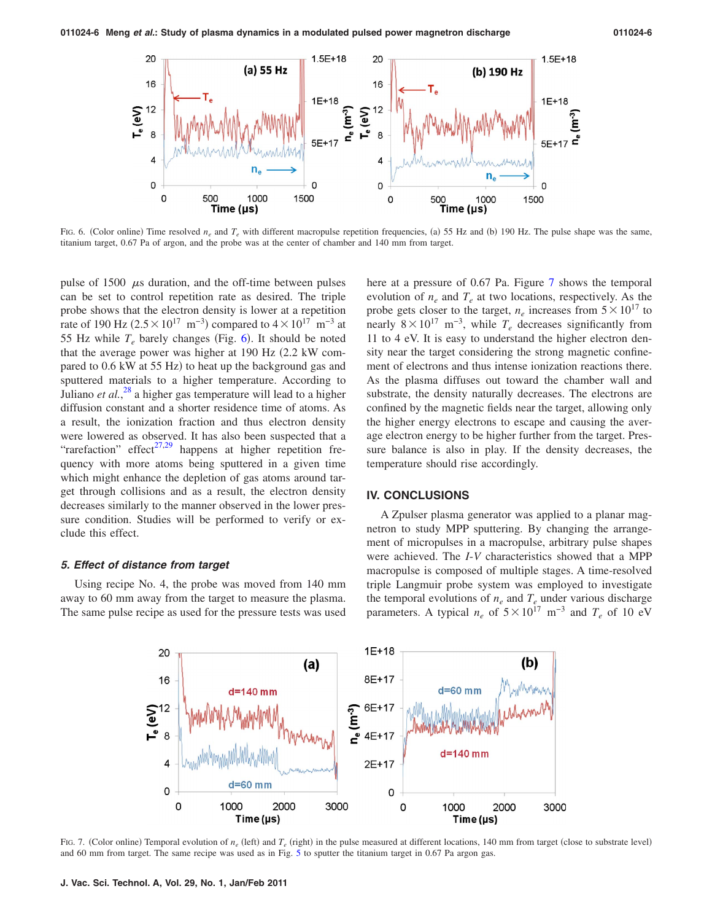FIG. 6. (Color online) Time resolved $n_e$ and $T_e$ with different macropulse repetition frequencies, (a) 55 Hz and (b) 190 Hz. The pulse shape was the same, titanium target, 0.67 Pa of argon, and the probe was at the center of chamber and 140 mm from target.

pulse of 1500 $\mu$s duration, and the off-time between pulses can be set to control repetition rate as desired. The triple probe shows that the electron density is lower at a repetition rate of 190 Hz ($2.5\times10^{17}$ $m^{-3}$) compared to $4\times10^{17}$ $m^{-3}$ at 55 Hz while $T_e$ barely changes (Fig. 6). It should be noted that the average power was higher at 190 Hz (2.2 kW compared to 0.6 kW at 55 Hz) to heat up the background gas and sputtered materials to a higher temperature. According to Juliano *et al.*,[28] a higher gas temperature will lead to a higher diffusion constant and a shorter residence time of atoms. As a result, the ionization fraction and thus electron density were lowered as observed. It has also been suspected that a "rarefaction" effect[27,29] happens at higher repetition frequency with more atoms being sputtered in a given time which might enhance the depletion of gas atoms around target through collisions and as a result, the electron density decreases similarly to the manner observed in the lower pressure condition. Studies will be performed to verify or exclude this effect.

### *5. Effect of distance from target*

Using recipe No. 4, the probe was moved from 140 mm away to 60 mm away from the target to measure the plasma. The same pulse recipe as used for the pressure tests was used here at a pressure of 0.67 Pa. Figure 7 shows the temporal evolution of $n_e$ and $T_e$ at two locations, respectively. As the probe gets closer to the target, $n_e$ increases from $5\times10^{17}$ to nearly $8\times10^{17}$ $m^{-3}$, while $T_e$ decreases significantly from 11 to 4 eV. It is easy to understand the higher electron density near the target considering the strong magnetic confinement of electrons and thus intense ionization reactions there. As the plasma diffuses out toward the chamber wall and substrate, the density naturally decreases. The electrons are confined by the magnetic fields near the target, allowing only the higher energy electrons to escape and causing the average electron energy to be higher further from the target. Pressure balance is also in play. If the density decreases, the temperature should rise accordingly.

## IV. CONCLUSIONS

A Zpulser plasma generator was applied to a planar magnetron to study MPP sputtering. By changing the arrangement of micropulses in a macropulse, arbitrary pulse shapes were achieved. The *I-V* characteristics showed that a MPP macropulse is composed of multiple stages. A time-resolved triple Langmuir probe system was employed to investigate the temporal evolutions of $n_e$ and $T_e$ under various discharge parameters. A typical $n_e$ of $5\times10^{17}$ $m^{-3}$ and $T_e$ of 10 eV

FIG. 7. (Color online) Temporal evolution of $n_e$ (left) and $T_e$ (right) in the pulse measured at different locations, 140 mm from target (close to substrate level) and 60 mm from target. The same recipe was used as in Fig. 5 to sputter the titanium target in 0.67 Pa argon gas.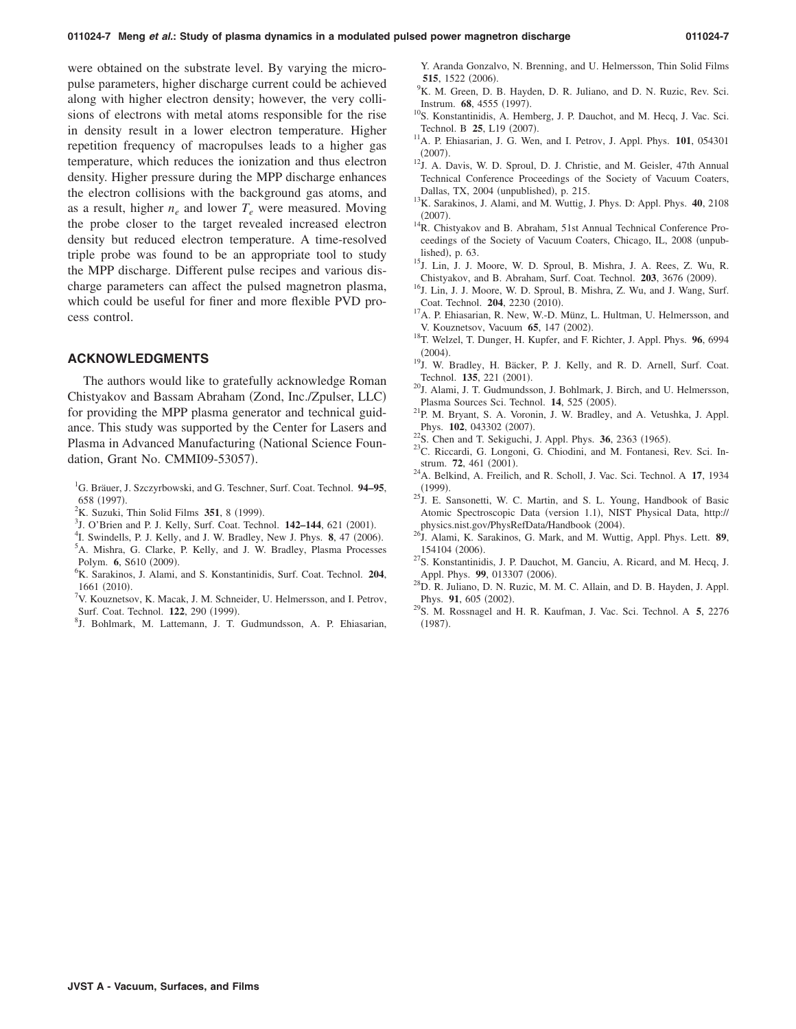were obtained on the substrate level. By varying the micropulse parameters, higher discharge current could be achieved along with higher electron density; however, the very collisions of electrons with metal atoms responsible for the rise in density result in a lower electron temperature. Higher repetition frequency of macropulses leads to a higher gas temperature, which reduces the ionization and thus electron density. Higher pressure during the MPP discharge enhances the electron collisions with the background gas atoms, and as a result, higher $n_e$ and lower $T_e$ were measured. Moving the probe closer to the target revealed increased electron density but reduced electron temperature. A time-resolved triple probe was found to be an appropriate tool to study the MPP discharge. Different pulse recipes and various discharge parameters can affect the pulsed magnetron plasma, which could be useful for finer and more flexible PVD process control.

## ACKNOWLEDGMENTS

The authors would like to gratefully acknowledge Roman Chistyakov and Bassam Abraham (Zond, Inc./Zpulser, LLC) for providing the MPP plasma generator and technical guidance. This study was supported by the Center for Lasers and Plasma in Advanced Manufacturing (National Science Foundation, Grant No. CMMI09-53057).

[1] G. Bräuer, J. Szczyrbowski, and G. Teschner, Surf. Coat. Technol. **94–95**, 658 (1997).
[2] K. Suzuki, Thin Solid Films **351**, 8 (1999).
[3] J. O'Brien and P. J. Kelly, Surf. Coat. Technol. **142–144**, 621 (2001).
[4] I. Swindells, P. J. Kelly, and J. W. Bradley, New J. Phys. **8**, 47 (2006).
[5] A. Mishra, G. Clarke, P. Kelly, and J. W. Bradley, Plasma Processes Polym. **6**, S610 (2009).
[6] K. Sarakinos, J. Alami, and S. Konstantinidis, Surf. Coat. Technol. **204**, 1661 (2010).
[7] V. Kouznetsov, K. Macak, J. M. Schneider, U. Helmersson, and I. Petrov, Surf. Coat. Technol. **122**, 290 (1999).
[8] J. Bohlmark, M. Lattemann, J. T. Gudmundsson, A. P. Ehiasarian, Y. Aranda Gonzalvo, N. Brenning, and U. Helmersson, Thin Solid Films **515**, 1522 (2006).
[9] K. M. Green, D. B. Hayden, D. R. Juliano, and D. N. Ruzic, Rev. Sci. Instrum. **68**, 4555 (1997).
[10] S. Konstantinidis, A. Hemberg, J. P. Dauchot, and M. Hecq, J. Vac. Sci. Technol. B **25**, L19 (2007).
[11] A. P. Ehiasarian, J. G. Wen, and I. Petrov, J. Appl. Phys. **101**, 054301 (2007).
[12] J. A. Davis, W. D. Sproul, D. J. Christie, and M. Geisler, 47th Annual Technical Conference Proceedings of the Society of Vacuum Coaters, Dallas, TX, 2004 (unpublished), p. 215.
[13] K. Sarakinos, J. Alami, and M. Wuttig, J. Phys. D: Appl. Phys. **40**, 2108 (2007).
[14] R. Chistyakov and B. Abraham, 51st Annual Technical Conference Proceedings of the Society of Vacuum Coaters, Chicago, IL, 2008 (unpublished), p. 63.
[15] J. Lin, J. J. Moore, W. D. Sproul, B. Mishra, J. A. Rees, Z. Wu, R. Chistyakov, and B. Abraham, Surf. Coat. Technol. **203**, 3676 (2009).
[16] J. Lin, J. J. Moore, W. D. Sproul, B. Mishra, Z. Wu, and J. Wang, Surf. Coat. Technol. **204**, 2230 (2010).
[17] A. P. Ehiasarian, R. New, W.-D. Münz, L. Hultman, U. Helmersson, and V. Kouznetsov, Vacuum **65**, 147 (2002).
[18] T. Welzel, T. Dunger, H. Kupfer, and F. Richter, J. Appl. Phys. **96**, 6994 (2004).
[19] J. W. Bradley, H. Bäcker, P. J. Kelly, and R. D. Arnell, Surf. Coat. Technol. **135**, 221 (2001).
[20] J. Alami, J. T. Gudmundsson, J. Bohlmark, J. Birch, and U. Helmersson, Plasma Sources Sci. Technol. **14**, 525 (2005).
[21] P. M. Bryant, S. A. Voronin, J. W. Bradley, and A. Vetushka, J. Appl. Phys. **102**, 043302 (2007).
[22] S. Chen and T. Sekiguchi, J. Appl. Phys. **36**, 2363 (1965).
[23] C. Riccardi, G. Longoni, G. Chiodini, and M. Fontanesi, Rev. Sci. Instrum. **72**, 461 (2001).
[24] A. Belkind, A. Freilich, and R. Scholl, J. Vac. Sci. Technol. A **17**, 1934 (1999).
[25] J. E. Sansonetti, W. C. Martin, and S. L. Young, Handbook of Basic Atomic Spectroscopic Data (version 1.1), NIST Physical Data, http://physics.nist.gov/PhysRefData/Handbook (2004).
[26] J. Alami, K. Sarakinos, G. Mark, and M. Wuttig, Appl. Phys. Lett. **89**, 154104 (2006).
[27] S. Konstantinidis, J. P. Dauchot, M. Ganciu, A. Ricard, and M. Hecq, J. Appl. Phys. **99**, 013307 (2006).
[28] D. R. Juliano, D. N. Ruzic, M. M. C. Allain, and D. B. Hayden, J. Appl. Phys. **91**, 605 (2002).
[29] S. M. Rossnagel and H. R. Kaufman, J. Vac. Sci. Technol. A **5**, 2276 (1987).